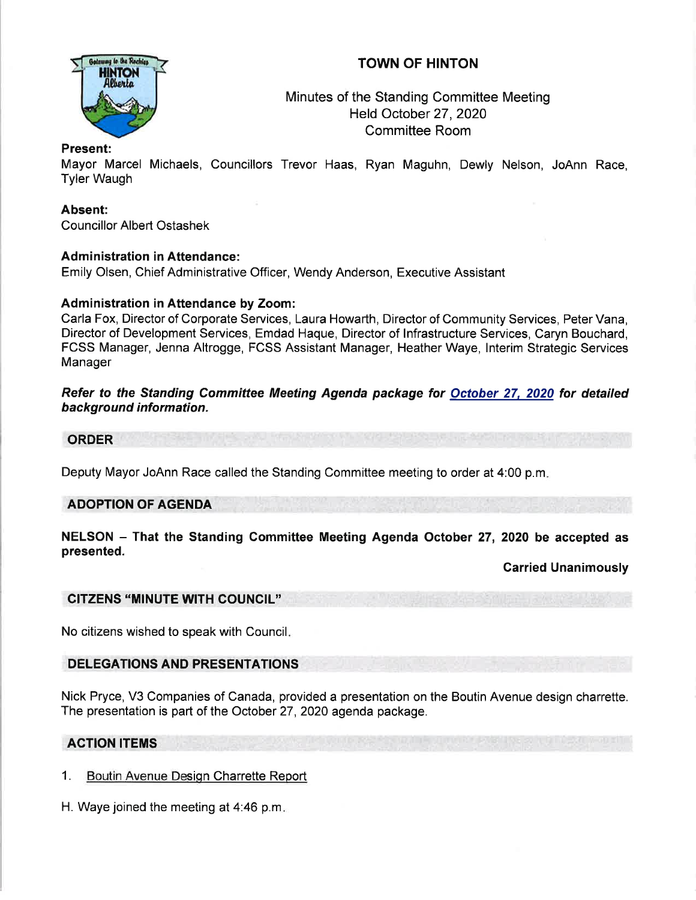# TOWN OF HINTON

Minutes of the Standing Committee Meeting
Held October 27, 2020
Committee Room

**Present:**
Mayor Marcel Michaels, Councillors Trevor Haas, Ryan Maguhn, Dewly Nelson, JoAnn Race, Tyler Waugh

**Absent:**
Councillor Albert Ostashek

**Administration in Attendance:**
Emily Olsen, Chief Administrative Officer, Wendy Anderson, Executive Assistant

**Administration in Attendance by Zoom:**
Carla Fox, Director of Corporate Services, Laura Howarth, Director of Community Services, Peter Vana, Director of Development Services, Emdad Haque, Director of Infrastructure Services, Caryn Bouchard, FCSS Manager, Jenna Altrogge, FCSS Assistant Manager, Heather Waye, Interim Strategic Services Manager

***Refer to the Standing Committee Meeting Agenda package for October 27, 2020 for detailed background information.***

## ORDER

Deputy Mayor JoAnn Race called the Standing Committee meeting to order at 4:00 p.m.

## ADOPTION OF AGENDA

**NELSON – That the Standing Committee Meeting Agenda October 27, 2020 be accepted as presented.**

**Carried Unanimously**

## CITIZENS "MINUTE WITH COUNCIL"

No citizens wished to speak with Council.

## DELEGATIONS AND PRESENTATIONS

Nick Pryce, V3 Companies of Canada, provided a presentation on the Boutin Avenue design charrette. The presentation is part of the October 27, 2020 agenda package.

## ACTION ITEMS

1. Boutin Avenue Design Charrette Report

H. Waye joined the meeting at 4:46 p.m.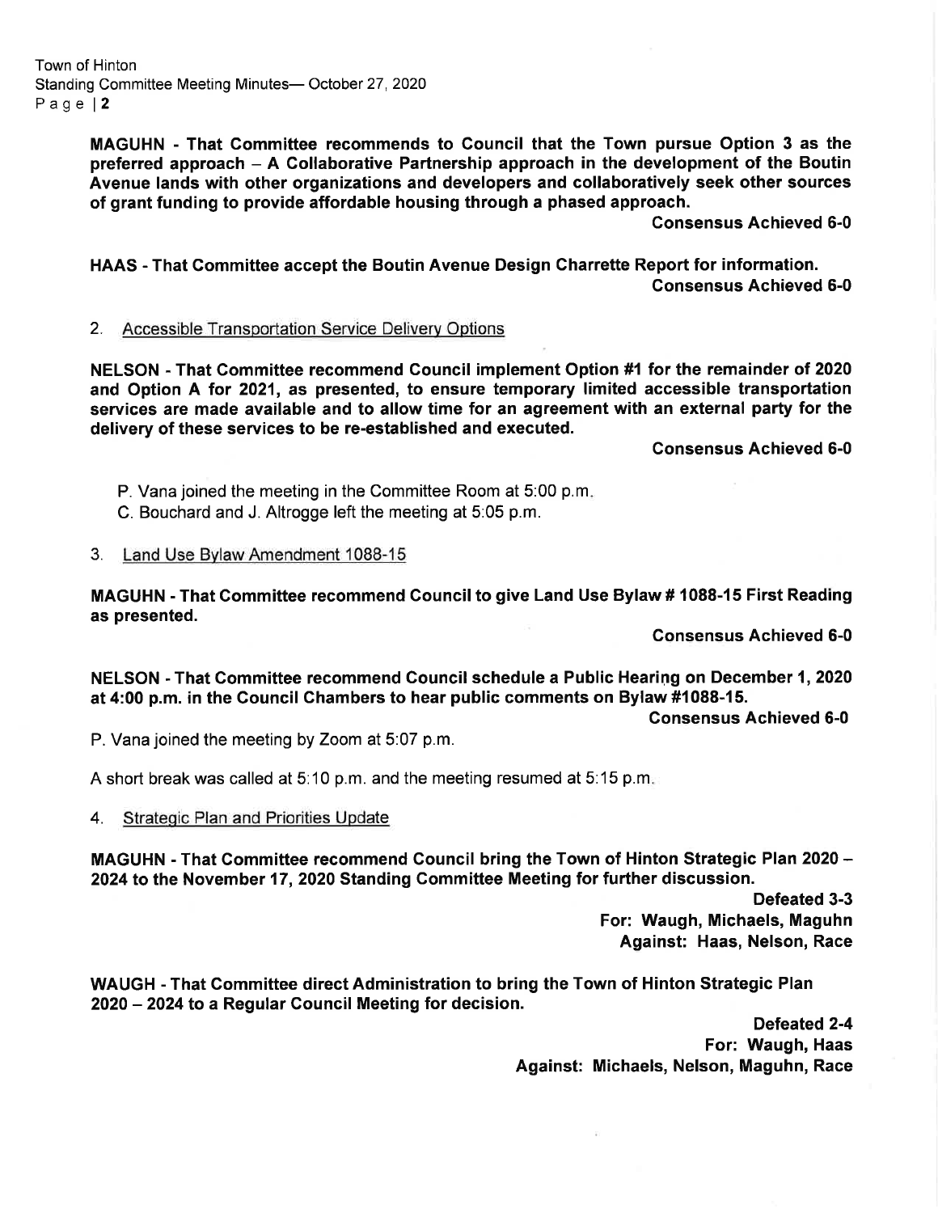**MAGUHN - That Committee recommends to Council that the Town pursue Option 3 as the preferred approach – A Collaborative Partnership approach in the development of the Boutin Avenue lands with other organizations and developers and collaboratively seek other sources of grant funding to provide affordable housing through a phased approach.**

**Consensus Achieved 6-0**

**HAAS - That Committee accept the Boutin Avenue Design Charrette Report for information.**

**Consensus Achieved 6-0**

2. Accessible Transportation Service Delivery Options

**NELSON - That Committee recommend Council implement Option #1 for the remainder of 2020 and Option A for 2021, as presented, to ensure temporary limited accessible transportation services are made available and to allow time for an agreement with an external party for the delivery of these services to be re-established and executed.**

**Consensus Achieved 6-0**

P. Vana joined the meeting in the Committee Room at 5:00 p.m.
C. Bouchard and J. Altrogge left the meeting at 5:05 p.m.

3. Land Use Bylaw Amendment 1088-15

**MAGUHN - That Committee recommend Council to give Land Use Bylaw # 1088-15 First Reading as presented.**

**Consensus Achieved 6-0**

**NELSON - That Committee recommend Council schedule a Public Hearing on December 1, 2020 at 4:00 p.m. in the Council Chambers to hear public comments on Bylaw #1088-15.**

**Consensus Achieved 6-0**

P. Vana joined the meeting by Zoom at 5:07 p.m.

A short break was called at 5:10 p.m. and the meeting resumed at 5:15 p.m.

4. Strategic Plan and Priorities Update

**MAGUHN - That Committee recommend Council bring the Town of Hinton Strategic Plan 2020 – 2024 to the November 17, 2020 Standing Committee Meeting for further discussion.**

**Defeated 3-3**
**For: Waugh, Michaels, Maguhn**
**Against: Haas, Nelson, Race**

**WAUGH - That Committee direct Administration to bring the Town of Hinton Strategic Plan 2020 – 2024 to a Regular Council Meeting for decision.**

**Defeated 2-4**
**For: Waugh, Haas**
**Against: Michaels, Nelson, Maguhn, Race**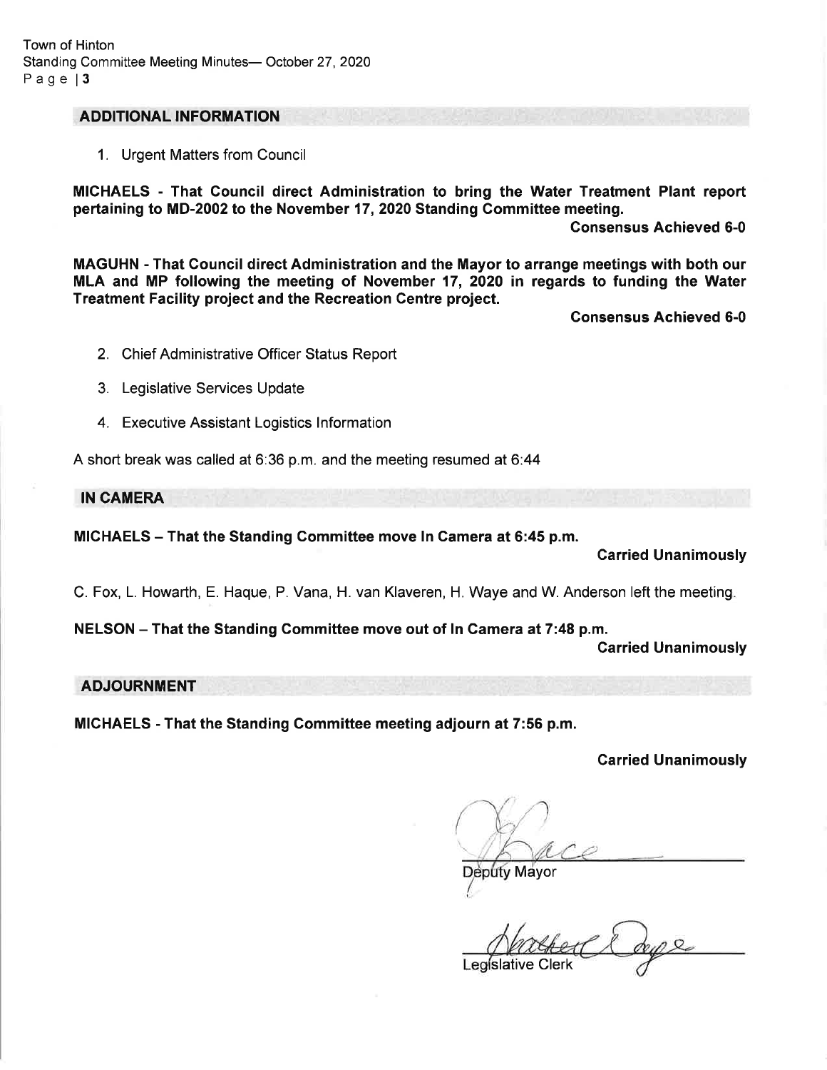## ADDITIONAL INFORMATION

1. Urgent Matters from Council

**MICHAELS - That Council direct Administration to bring the Water Treatment Plant report pertaining to MD-2002 to the November 17, 2020 Standing Committee meeting.**

**Consensus Achieved 6-0**

**MAGUHN - That Council direct Administration and the Mayor to arrange meetings with both our MLA and MP following the meeting of November 17, 2020 in regards to funding the Water Treatment Facility project and the Recreation Centre project.**

**Consensus Achieved 6-0**

2. Chief Administrative Officer Status Report
3. Legislative Services Update
4. Executive Assistant Logistics Information

A short break was called at 6:36 p.m. and the meeting resumed at 6:44

## IN CAMERA

**MICHAELS – That the Standing Committee move In Camera at 6:45 p.m.**

**Carried Unanimously**

C. Fox, L. Howarth, E. Haque, P. Vana, H. van Klaveren, H. Waye and W. Anderson left the meeting.

**NELSON – That the Standing Committee move out of In Camera at 7:48 p.m.**

**Carried Unanimously**

## ADJOURNMENT

**MICHAELS - That the Standing Committee meeting adjourn at 7:56 p.m.**

**Carried Unanimously**

Deputy Mayor

Legislative Clerk